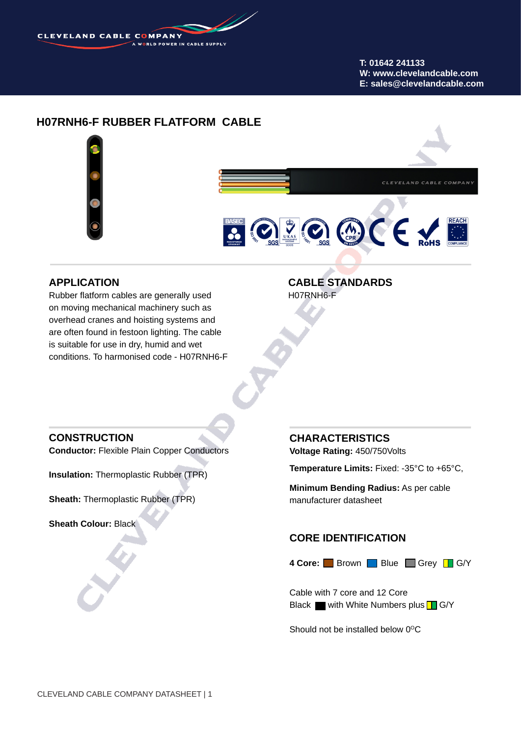T: 01642 241133
W: www.clevelandcable.com
E: sales@clevelandcable.com

# H07RNH6-F RUBBER FLATFORM CABLE

## APPLICATION

Rubber flatform cables are generally used on moving machinery such as overhead cranes and hoisting systems and are often found in festoon lighting. The cable is suitable for use in dry, humid and wet conditions. To harmonised code - H07RNH6-F

## CABLE STANDARDS

H07RNH6-F

## CONSTRUCTION

**Conductor:** Flexible Plain Copper Conductors

**Insulation:** Thermoplastic Rubber (TPR)

**Sheath:** Thermoplastic Rubber (TPR)

**Sheath Colour:** Black

## CHARACTERISTICS

**Voltage Rating:** 450/750Volts

**Temperature Limits:** Fixed: -35°C to +65°C,

**Minimum Bending Radius:** As per cable manufacturer datasheet

## CORE IDENTIFICATION

**4 Core:** Brown Blue Grey G/Y

Cable with 7 core and 12 Core
Black with White Numbers plus G/Y

Should not be installed below 0°C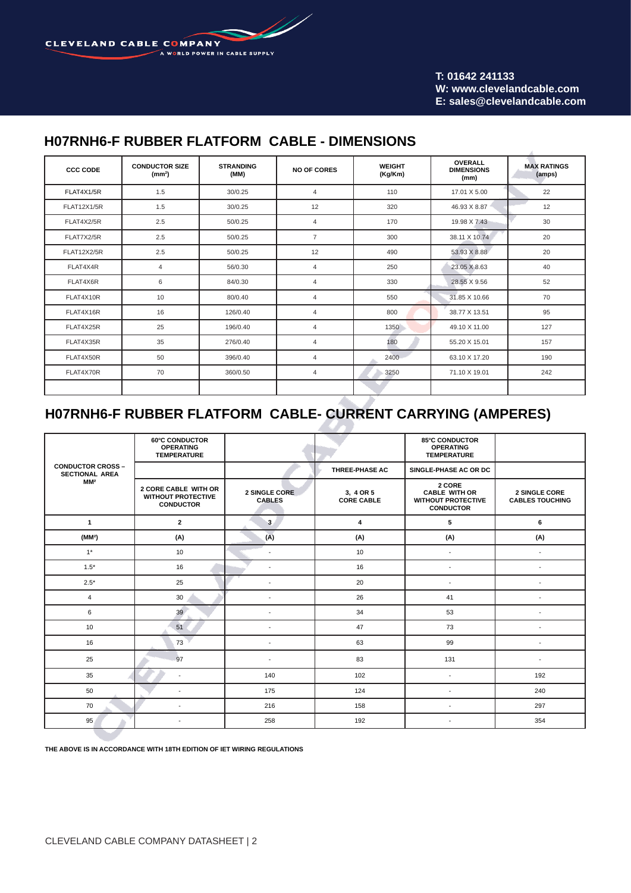## H07RNH6-F RUBBER FLATFORM CABLE - DIMENSIONS

| CCC CODE | CONDUCTOR SIZE ($mm^2$) | STRANDING (MM) | NO OF CORES | WEIGHT (Kg/Km) | OVERALL DIMENSIONS (mm) | MAX RATINGS (amps) |
|---|---|---|---|---|---|---|
| FLAT4X1/5R | 1.5 | 30/0.25 | 4 | 110 | 17.01 X 5.00 | 22 |
| FLAT12X1/5R | 1.5 | 30/0.25 | 12 | 320 | 46.93 X 8.87 | 12 |
| FLAT4X2/5R | 2.5 | 50/0.25 | 4 | 170 | 19.98 X 7.43 | 30 |
| FLAT7X2/5R | 2.5 | 50/0.25 | 7 | 300 | 38.11 X 10.74 | 20 |
| FLAT12X2/5R | 2.5 | 50/0.25 | 12 | 490 | 53.93 X 8.88 | 20 |
| FLAT4X4R | 4 | 56/0.30 | 4 | 250 | 23.05 X 8.63 | 40 |
| FLAT4X6R | 6 | 84/0.30 | 4 | 330 | 28.55 X 9.56 | 52 |
| FLAT4X10R | 10 | 80/0.40 | 4 | 550 | 31.85 X 10.66 | 70 |
| FLAT4X16R | 16 | 126/0.40 | 4 | 800 | 38.77 X 13.51 | 95 |
| FLAT4X25R | 25 | 196/0.40 | 4 | 1350 | 49.10 X 11.00 | 127 |
| FLAT4X35R | 35 | 276/0.40 | 4 | 180 | 55.20 X 15.01 | 157 |
| FLAT4X50R | 50 | 396/0.40 | 4 | 2400 | 63.10 X 17.20 | 190 |
| FLAT4X70R | 70 | 360/0.50 | 4 | 3250 | 71.10 X 19.01 | 242 |
| | | | | | | |

## H07RNH6-F RUBBER FLATFORM CABLE- CURRENT CARRYING (AMPERES)

| CONDUCTOR CROSS – SECTIONAL AREA MM² | 60°C CONDUCTOR OPERATING TEMPERATURE | | | 85°C CONDUCTOR OPERATING TEMPERATURE | |
|---|---|---|---|---|---|
| | | | THREE-PHASE AC | SINGLE-PHASE AC OR DC | |
| | 2 CORE CABLE WITH OR WITHOUT PROTECTIVE CONDUCTOR | 2 SINGLE CORE CABLES | 3, 4 OR 5 CORE CABLE | 2 CORE CABLE WITH OR WITHOUT PROTECTIVE CONDUCTOR | 2 SINGLE CORE CABLES TOUCHING |
| 1 | 2 | 3 | 4 | 5 | 6 |
| ($MM^2$) | (A) | (A) | (A) | (A) | (A) |
| 1* | 10 | - | 10 | - | - |
| 1.5* | 16 | - | 16 | - | - |
| 2.5* | 25 | - | 20 | - | - |
| 4 | 30 | - | 26 | 41 | - |
| 6 | 39 | - | 34 | 53 | - |
| 10 | 51 | - | 47 | 73 | - |
| 16 | 73 | - | 63 | 99 | - |
| 25 | 97 | - | 83 | 131 | - |
| 35 | - | 140 | 102 | - | 192 |
| 50 | - | 175 | 124 | - | 240 |
| 70 | - | 216 | 158 | - | 297 |
| 95 | - | 258 | 192 | - | 354 |

**THE ABOVE IS IN ACCORDANCE WITH 18TH EDITION OF IET WIRING REGULATIONS**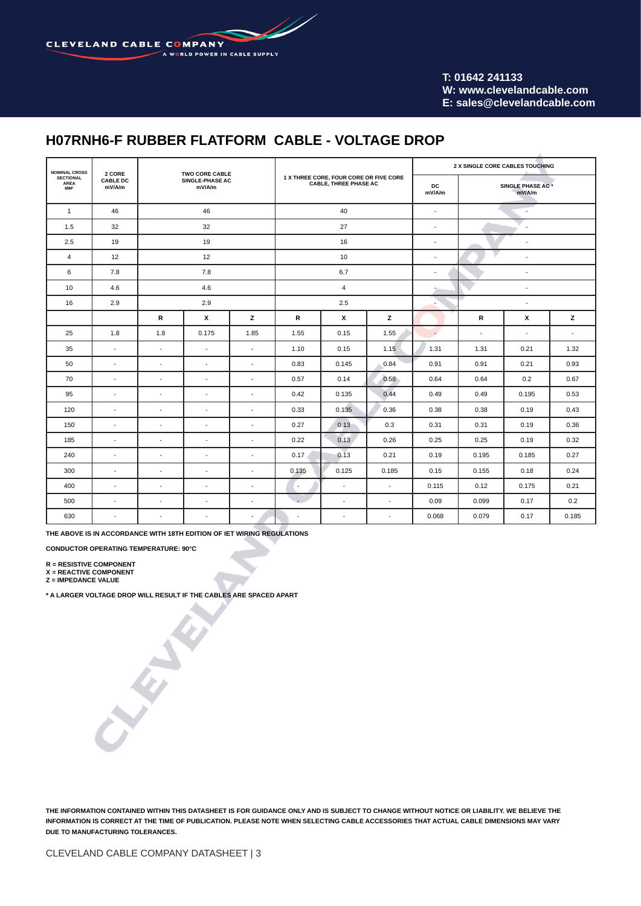# H07RNH6-F RUBBER FLATFORM CABLE - VOLTAGE DROP

| NOMINAL CROSS SECTIONAL AREA MM² | 2 CORE CABLE DC mV/A/m | TWO CORE CABLE SINGLE-PHASE AC mV/A/m | | | 1 X THREE CORE, FOUR CORE OR FIVE CORE CABLE, THREE PHASE AC | | | 2 X SINGLE CORE CABLES TOUCHING | | | |
|---|---|---|---|---|---|---|---|---|---|---|---|
| | | | | | | | | DC mV/A/m | SINGLE PHASE AC * mV/A/m | | |
| 1 | 46 | 46 | | | 40 | | | - | - | | |
| 1.5 | 32 | 32 | | | 27 | | | - | - | | |
| 2.5 | 19 | 19 | | | 16 | | | - | - | | |
| 4 | 12 | 12 | | | 10 | | | - | - | | |
| 6 | 7.8 | 7.8 | | | 6.7 | | | - | - | | |
| 10 | 4.6 | 4.6 | | | 4 | | | - | - | | |
| 16 | 2.9 | 2.9 | | | 2.5 | | | - | - | | |
| | | R | X | Z | R | X | Z | | R | X | Z |
| 25 | 1.8 | 1.8 | 0.175 | 1.85 | 1.55 | 0.15 | 1.55 | - | - | - | - |
| 35 | - | - | - | - | 1.10 | 0.15 | 1.15 | 1.31 | 1.31 | 0.21 | 1.32 |
| 50 | - | - | - | - | 0.83 | 0.145 | 0.84 | 0.91 | 0.91 | 0.21 | 0.93 |
| 70 | - | - | - | - | 0.57 | 0.14 | 0.58 | 0.64 | 0.64 | 0.2 | 0.67 |
| 95 | - | - | - | - | 0.42 | 0.135 | 0.44 | 0.49 | 0.49 | 0.195 | 0.53 |
| 120 | - | - | - | - | 0.33 | 0.135 | 0.36 | 0.38 | 0.38 | 0.19 | 0.43 |
| 150 | - | - | - | - | 0.27 | 0.13 | 0.3 | 0.31 | 0.31 | 0.19 | 0.36 |
| 185 | - | - | - | - | 0.22 | 0.13 | 0.26 | 0.25 | 0.25 | 0.19 | 0.32 |
| 240 | - | - | - | - | 0.17 | 0.13 | 0.21 | 0.19 | 0.195 | 0.185 | 0.27 |
| 300 | - | - | - | - | 0.135 | 0.125 | 0.185 | 0.15 | 0.155 | 0.18 | 0.24 |
| 400 | - | - | - | - | - | - | - | 0.115 | 0.12 | 0.175 | 0.21 |
| 500 | - | - | - | - | - | - | - | 0.09 | 0.099 | 0.17 | 0.2 |
| 630 | - | - | - | - | - | - | - | 0.068 | 0.079 | 0.17 | 0.185 |

**THE ABOVE IS IN ACCORDANCE WITH 18TH EDITION OF IET WIRING REGULATIONS**

**CONDUCTOR OPERATING TEMPERATURE: 90°C**

**R = RESISTIVE COMPONENT**
**X = REACTIVE COMPONENT**
**Z = IMPEDANCE VALUE**

**\* A LARGER VOLTAGE DROP WILL RESULT IF THE CABLES ARE SPACED APART**

**THE INFORMATION CONTAINED WITHIN THIS DATASHEET IS FOR GUIDANCE ONLY AND IS SUBJECT TO CHANGE WITHOUT NOTICE OR LIABILITY. WE BELIEVE THE INFORMATION IS CORRECT AT THE TIME OF PUBLICATION. PLEASE NOTE WHEN SELECTING CABLE ACCESSORIES THAT ACTUAL CABLE DIMENSIONS MAY VARY DUE TO MANUFACTURING TOLERANCES.**